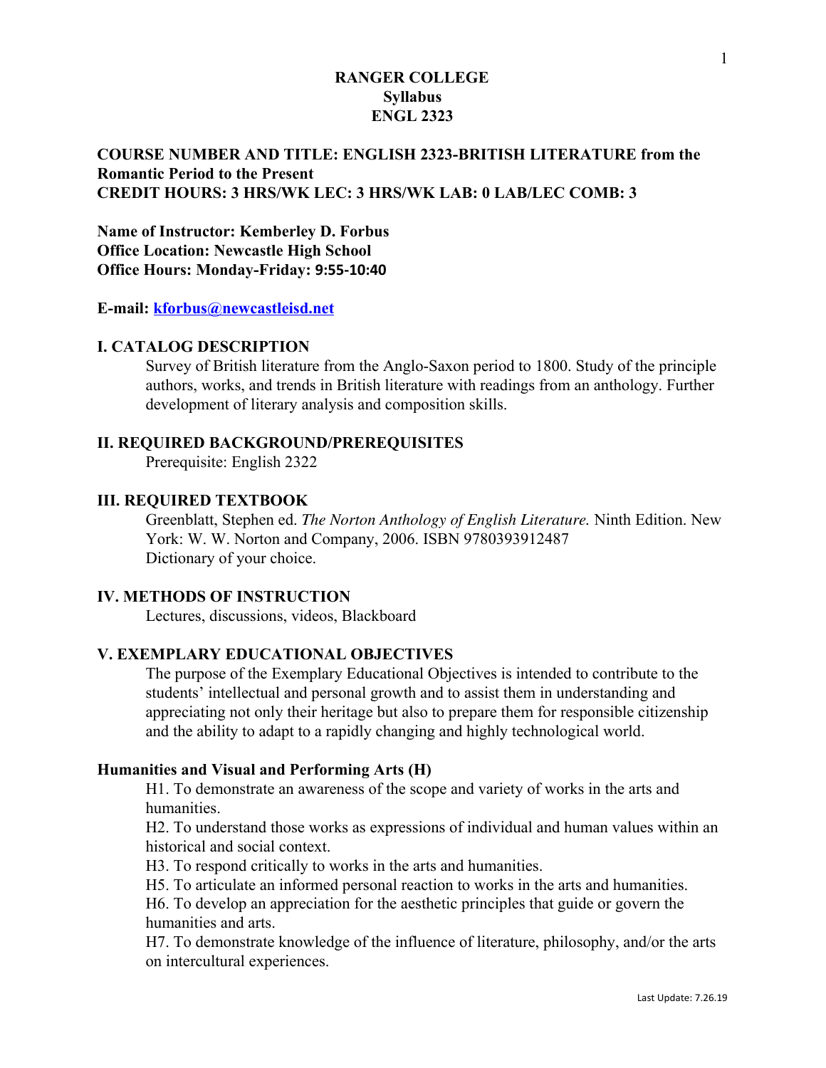# RANGER COLLEGE
## Syllabus
## ENGL 2323

**COURSE NUMBER AND TITLE: ENGLISH 2323-BRITISH LITERATURE from the Romantic Period to the Present**
**CREDIT HOURS: 3 HRS/WK LEC: 3 HRS/WK LAB: 0 LAB/LEC COMB: 3**

**Name of Instructor: Kemberley D. Forbus**
**Office Location: Newcastle High School**
**Office Hours: Monday-Friday: 9:55-10:40**

**E-mail: [kforbus@newcastleisd.net](mailto:kforbus@newcastleisd.net)**

### I. CATALOG DESCRIPTION

Survey of British literature from the Anglo-Saxon period to 1800. Study of the principle authors, works, and trends in British literature with readings from an anthology. Further development of literary analysis and composition skills.

### II. REQUIRED BACKGROUND/PREREQUISITES

Prerequisite: English 2322

### III. REQUIRED TEXTBOOK

Greenblatt, Stephen ed. *The Norton Anthology of English Literature.* Ninth Edition. New York: W. W. Norton and Company, 2006. ISBN 9780393912487
Dictionary of your choice.

### IV. METHODS OF INSTRUCTION

Lectures, discussions, videos, Blackboard

### V. EXEMPLARY EDUCATIONAL OBJECTIVES

The purpose of the Exemplary Educational Objectives is intended to contribute to the students' intellectual and personal growth and to assist them in understanding and appreciating not only their heritage but also to prepare them for responsible citizenship and the ability to adapt to a rapidly changing and highly technological world.

#### Humanities and Visual and Performing Arts (H)

H1. To demonstrate an awareness of the scope and variety of works in the arts and humanities.
H2. To understand those works as expressions of individual and human values within an historical and social context.
H3. To respond critically to works in the arts and humanities.
H5. To articulate an informed personal reaction to works in the arts and humanities.
H6. To develop an appreciation for the aesthetic principles that guide or govern the humanities and arts.
H7. To demonstrate knowledge of the influence of literature, philosophy, and/or the arts on intercultural experiences.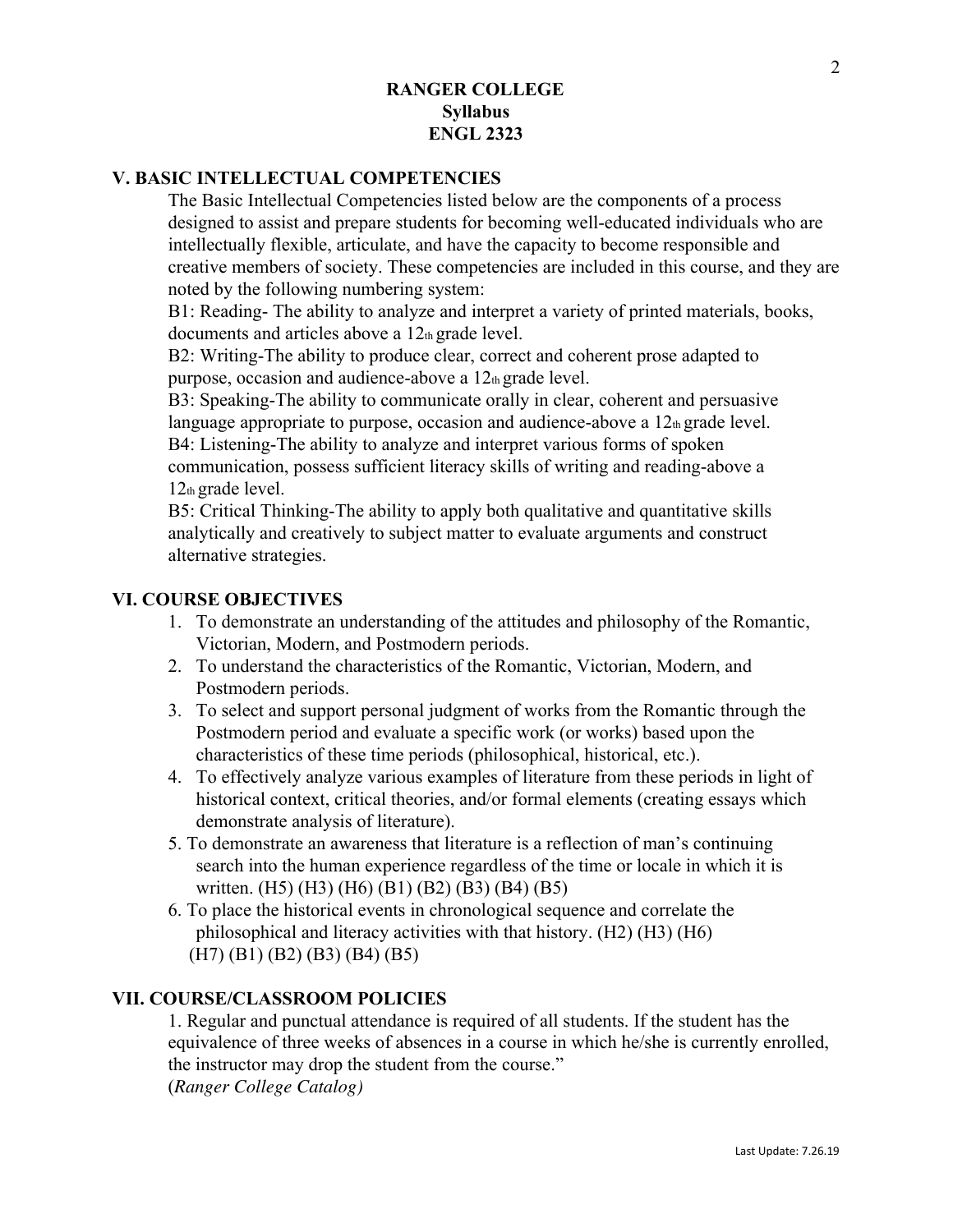# RANGER COLLEGE
## Syllabus
## ENGL 2323

### V. BASIC INTELLECTUAL COMPETENCIES

The Basic Intellectual Competencies listed below are the components of a process designed to assist and prepare students for becoming well-educated individuals who are intellectually flexible, articulate, and have the capacity to become responsible and creative members of society. These competencies are included in this course, and they are noted by the following numbering system:

B1: Reading- The ability to analyze and interpret a variety of printed materials, books, documents and articles above a 12th grade level.
B2: Writing-The ability to produce clear, correct and coherent prose adapted to purpose, occasion and audience-above a 12th grade level.
B3: Speaking-The ability to communicate orally in clear, coherent and persuasive language appropriate to purpose, occasion and audience-above a 12th grade level.
B4: Listening-The ability to analyze and interpret various forms of spoken communication, possess sufficient literacy skills of writing and reading-above a 12th grade level.
B5: Critical Thinking-The ability to apply both qualitative and quantitative skills analytically and creatively to subject matter to evaluate arguments and construct alternative strategies.

### VI. COURSE OBJECTIVES

1. To demonstrate an understanding of the attitudes and philosophy of the Romantic, Victorian, Modern, and Postmodern periods.
2. To understand the characteristics of the Romantic, Victorian, Modern, and Postmodern periods.
3. To select and support personal judgment of works from the Romantic through the Postmodern period and evaluate a specific work (or works) based upon the characteristics of these time periods (philosophical, historical, etc.).
4. To effectively analyze various examples of literature from these periods in light of historical context, critical theories, and/or formal elements (creating essays which demonstrate analysis of literature).
5. To demonstrate an awareness that literature is a reflection of man's continuing search into the human experience regardless of the time or locale in which it is written. (H5) (H3) (H6) (B1) (B2) (B3) (B4) (B5)
6. To place the historical events in chronological sequence and correlate the philosophical and literacy activities with that history. (H2) (H3) (H6) (H7) (B1) (B2) (B3) (B4) (B5)

### VII. COURSE/CLASSROOM POLICIES

1. Regular and punctual attendance is required of all students. If the student has the equivalence of three weeks of absences in a course in which he/she is currently enrolled, the instructor may drop the student from the course."
(*Ranger College Catalog)*

Last Update: 7.26.19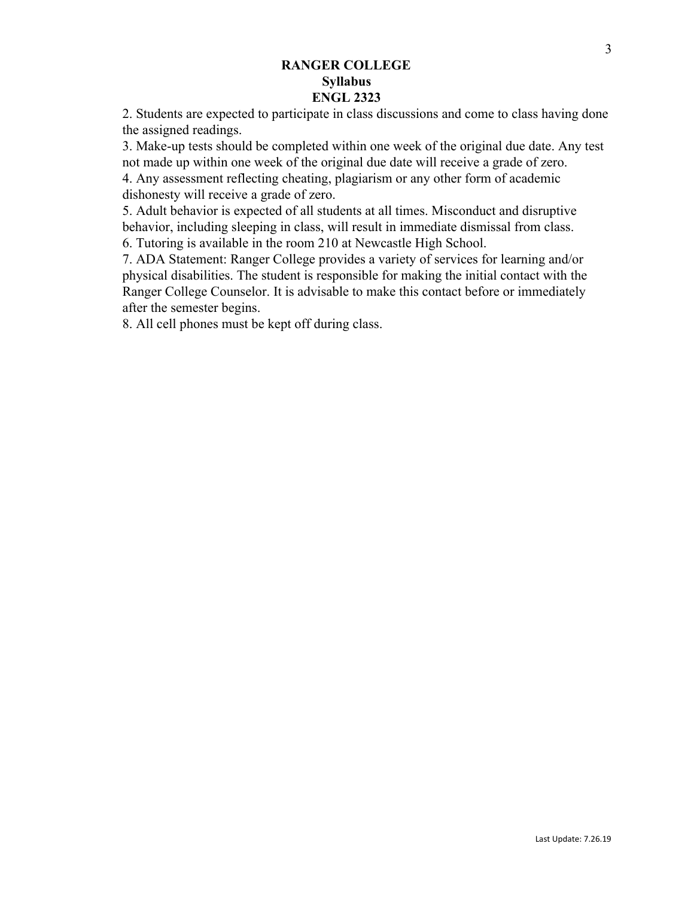2. Students are expected to participate in class discussions and come to class having done the assigned readings.
3. Make-up tests should be completed within one week of the original due date. Any test not made up within one week of the original due date will receive a grade of zero.
4. Any assessment reflecting cheating, plagiarism or any other form of academic dishonesty will receive a grade of zero.
5. Adult behavior is expected of all students at all times. Misconduct and disruptive behavior, including sleeping in class, will result in immediate dismissal from class.
6. Tutoring is available in the room 210 at Newcastle High School.
7. ADA Statement: Ranger College provides a variety of services for learning and/or physical disabilities. The student is responsible for making the initial contact with the Ranger College Counselor. It is advisable to make this contact before or immediately after the semester begins.
8. All cell phones must be kept off during class.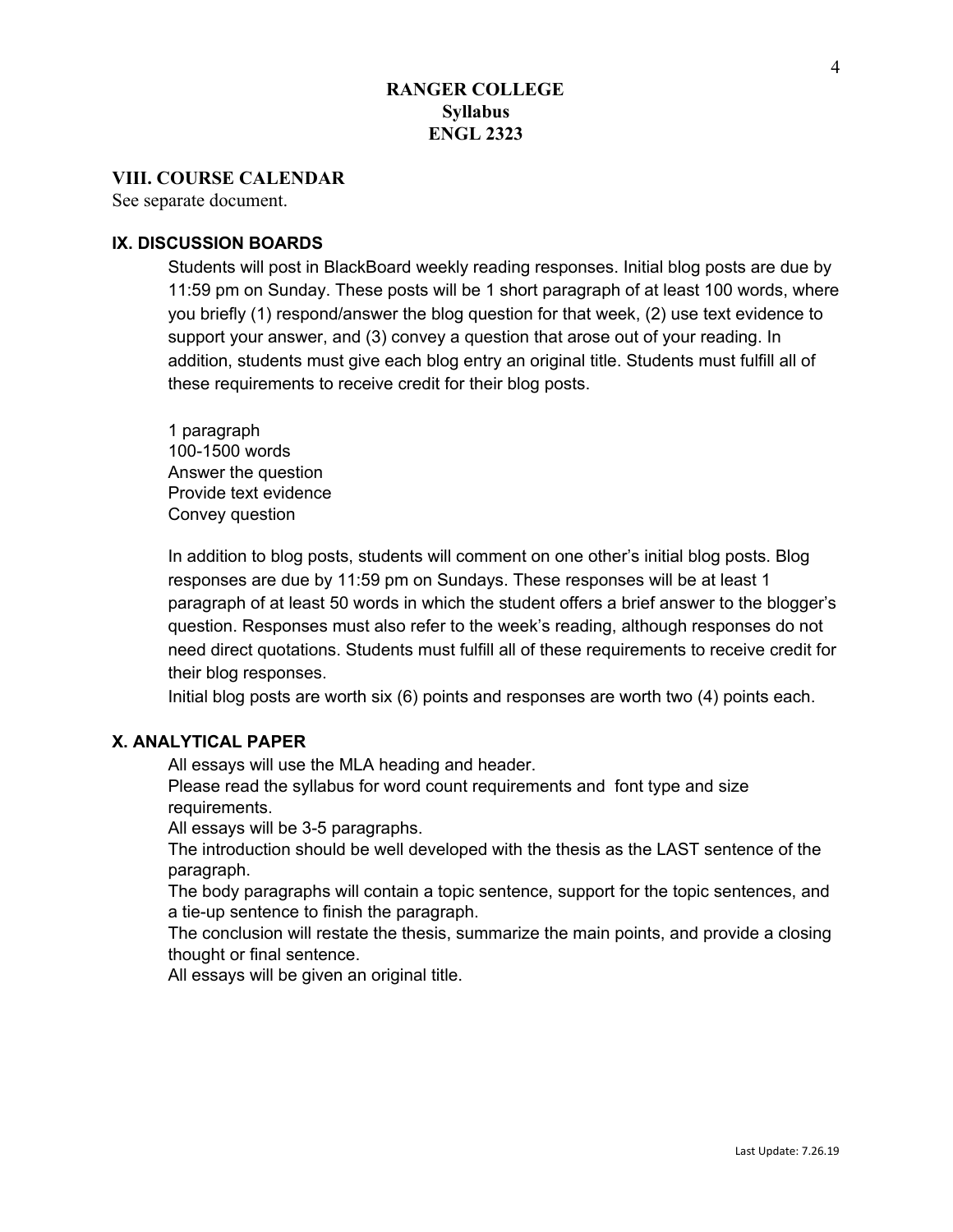# RANGER COLLEGE
## Syllabus
## ENGL 2323

### VIII. COURSE CALENDAR

See separate document.

### IX. DISCUSSION BOARDS

Students will post in BlackBoard weekly reading responses. Initial blog posts are due by 11:59 pm on Sunday. These posts will be 1 short paragraph of at least 100 words, where you briefly (1) respond/answer the blog question for that week, (2) use text evidence to support your answer, and (3) convey a question that arose out of your reading. In addition, students must give each blog entry an original title. Students must fulfill all of these requirements to receive credit for their blog posts.

1 paragraph
100-1500 words
Answer the question
Provide text evidence
Convey question

In addition to blog posts, students will comment on one other's initial blog posts. Blog responses are due by 11:59 pm on Sundays. These responses will be at least 1 paragraph of at least 50 words in which the student offers a brief answer to the blogger's question. Responses must also refer to the week's reading, although responses do not need direct quotations. Students must fulfill all of these requirements to receive credit for their blog responses.
Initial blog posts are worth six (6) points and responses are worth two (4) points each.

### X. ANALYTICAL PAPER

All essays will use the MLA heading and header.
Please read the syllabus for word count requirements and font type and size requirements.
All essays will be 3-5 paragraphs.
The introduction should be well developed with the thesis as the LAST sentence of the paragraph.
The body paragraphs will contain a topic sentence, support for the topic sentences, and a tie-up sentence to finish the paragraph.
The conclusion will restate the thesis, summarize the main points, and provide a closing thought or final sentence.
All essays will be given an original title.

Last Update: 7.26.19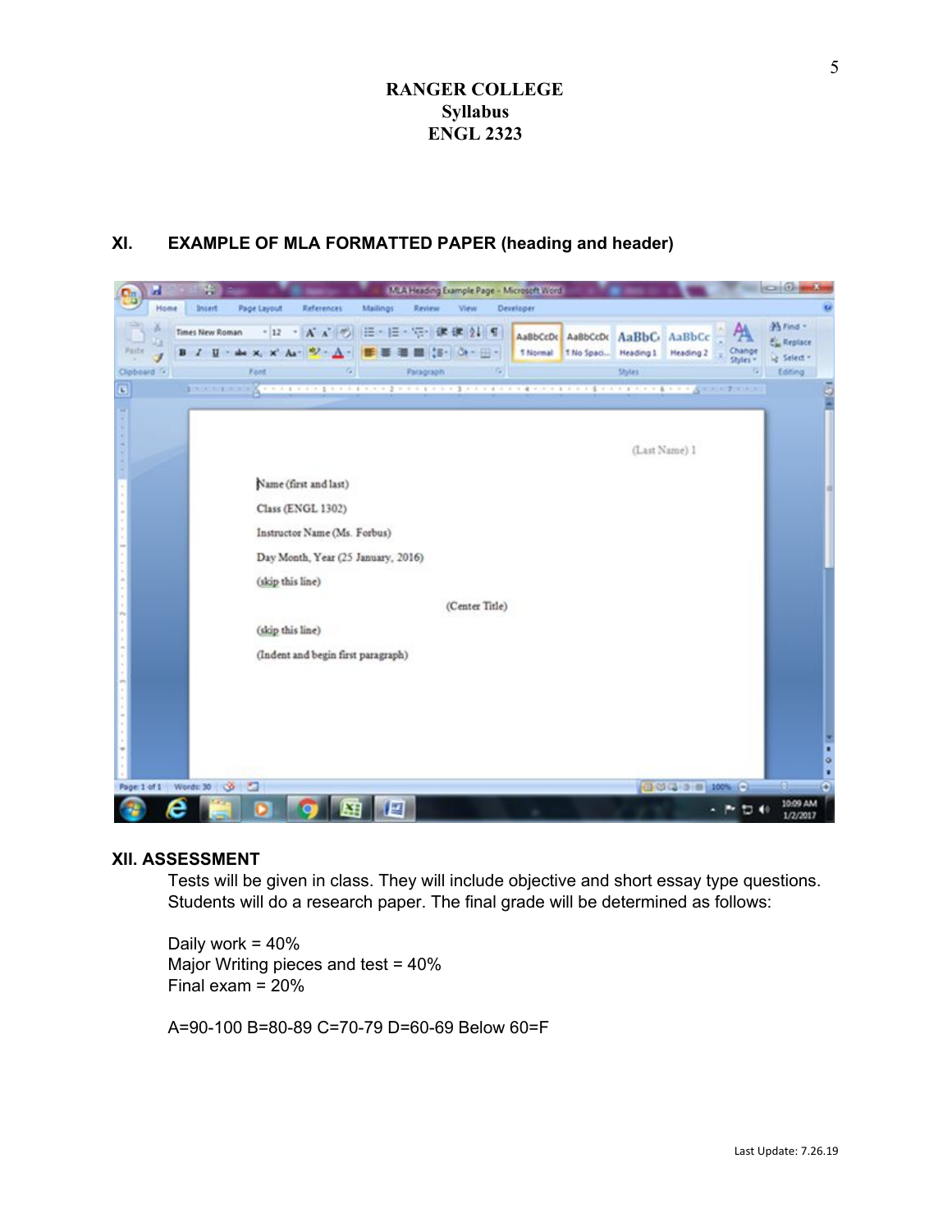# RANGER COLLEGE
## Syllabus
## ENGL 2323

### XI. EXAMPLE OF MLA FORMATTED PAPER (heading and header)

(Last Name) 1

Name (first and last)

Class (ENGL 1302)

Instructor Name (Ms. Forbus)

Day Month, Year (25 January, 2016)

(skip this line)

(Center Title)

(skip this line)

(Indent and begin first paragraph)

### XII. ASSESSMENT

Tests will be given in class. They will include objective and short essay type questions. Students will do a research paper. The final grade will be determined as follows:

Daily work = 40%
Major Writing pieces and test = 40%
Final exam = 20%

A=90-100 B=80-89 C=70-79 D=60-69 Below 60=F

Last Update: 7.26.19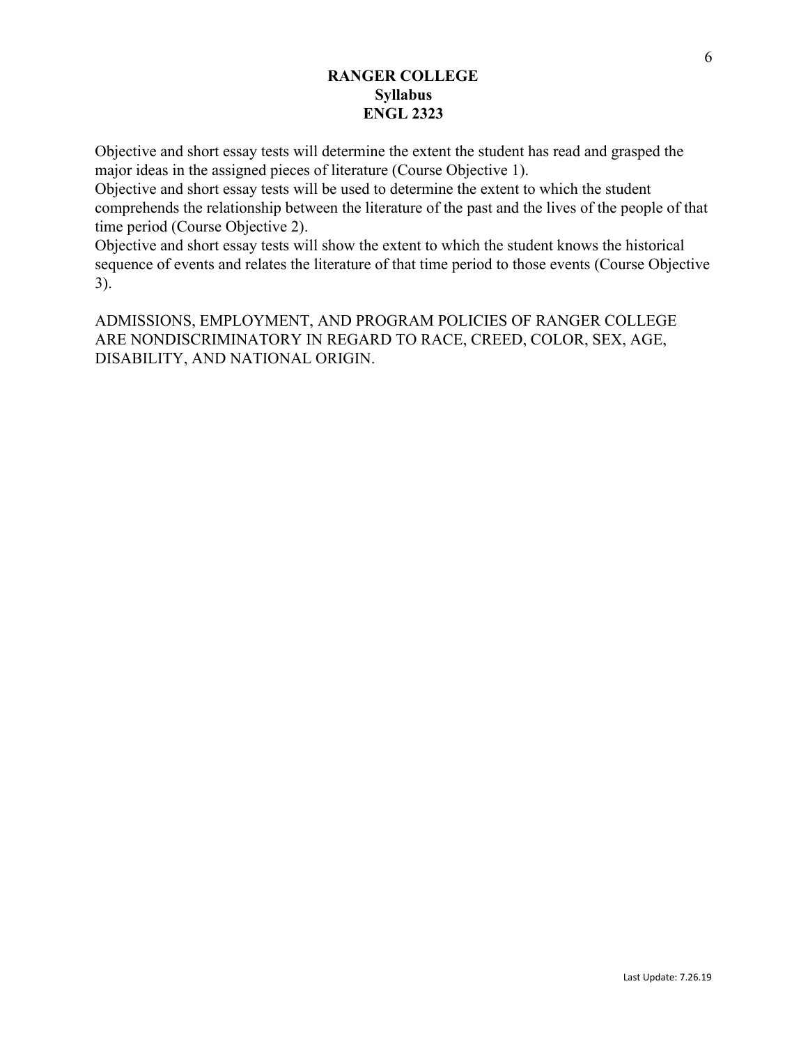Objective and short essay tests will determine the extent the student has read and grasped the major ideas in the assigned pieces of literature (Course Objective 1).
Objective and short essay tests will be used to determine the extent to which the student comprehends the relationship between the literature of the past and the lives of the people of that time period (Course Objective 2).
Objective and short essay tests will show the extent to which the student knows the historical sequence of events and relates the literature of that time period to those events (Course Objective 3).

ADMISSIONS, EMPLOYMENT, AND PROGRAM POLICIES OF RANGER COLLEGE ARE NONDISCRIMINATORY IN REGARD TO RACE, CREED, COLOR, SEX, AGE, DISABILITY, AND NATIONAL ORIGIN.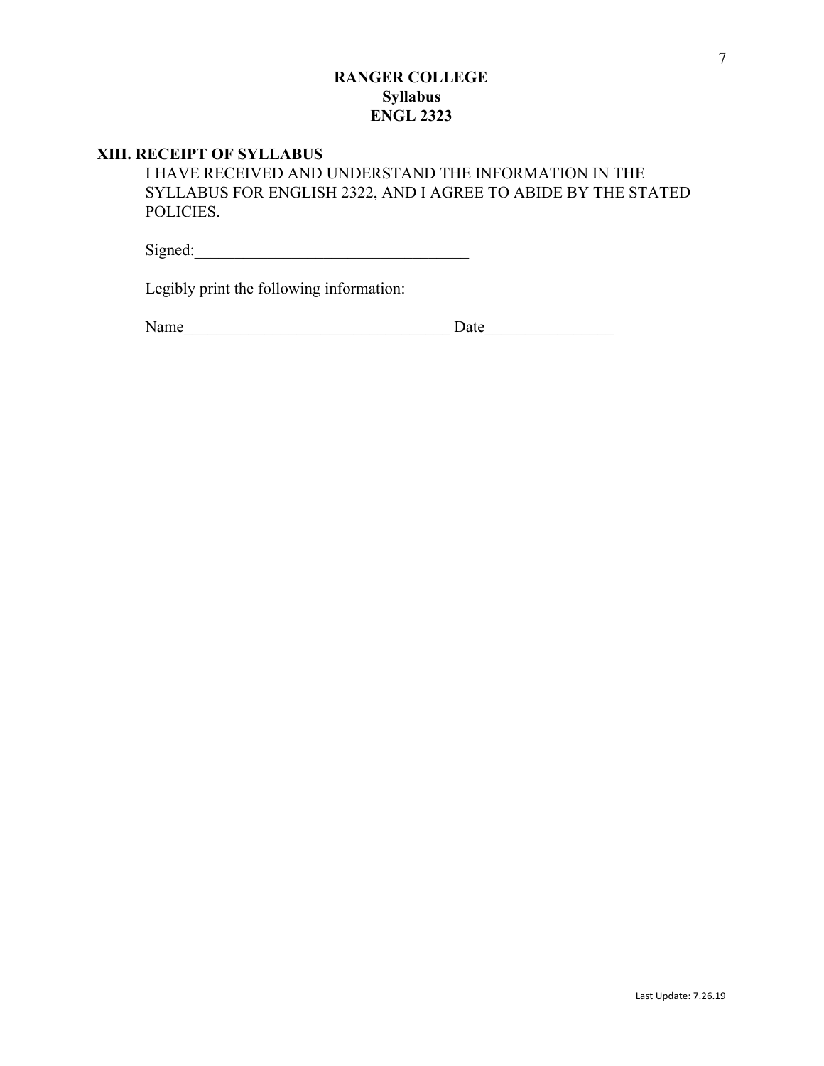**RANGER COLLEGE**
**Syllabus**
**ENGL 2323**

## XIII. RECEIPT OF SYLLABUS

I HAVE RECEIVED AND UNDERSTAND THE INFORMATION IN THE SYLLABUS FOR ENGLISH 2322, AND I AGREE TO ABIDE BY THE STATED POLICIES.

Signed:___________________________________

Legibly print the following information:

Name_________________________________ Date________________

Last Update: 7.26.19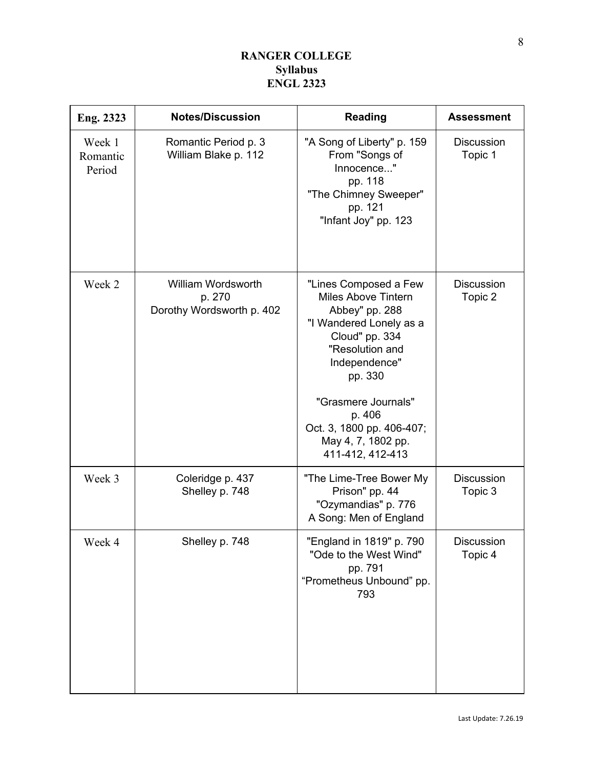**RANGER COLLEGE**
**Syllabus**
**ENGL 2323**

| Eng. 2323 | Notes/Discussion | Reading | Assessment |
|---|---|---|---|
| Week 1 Romantic Period | Romantic Period p. 3<br>William Blake p. 112 | "A Song of Liberty" p. 159<br>From "Songs of Innocence..." pp. 118<br>"The Chimney Sweeper" pp. 121<br>"Infant Joy" pp. 123 | Discussion Topic 1 |
| Week 2 | William Wordsworth p. 270<br>Dorothy Wordsworth p. 402 | "Lines Composed a Few Miles Above Tintern Abbey" pp. 288<br>"I Wandered Lonely as a Cloud" pp. 334<br>"Resolution and Independence" pp. 330<br><br>"Grasmere Journals" p. 406<br>Oct. 3, 1800 pp. 406-407; May 4, 7, 1802 pp. 411-412, 412-413 | Discussion Topic 2 |
| Week 3 | Coleridge p. 437<br>Shelley p. 748 | "The Lime-Tree Bower My Prison" pp. 44<br>"Ozymandias" p. 776<br>A Song: Men of England | Discussion Topic 3 |
| Week 4 | Shelley p. 748 | "England in 1819" p. 790<br>"Ode to the West Wind" pp. 791<br>“Prometheus Unbound” pp. 793 | Discussion Topic 4 |

Last Update: 7.26.19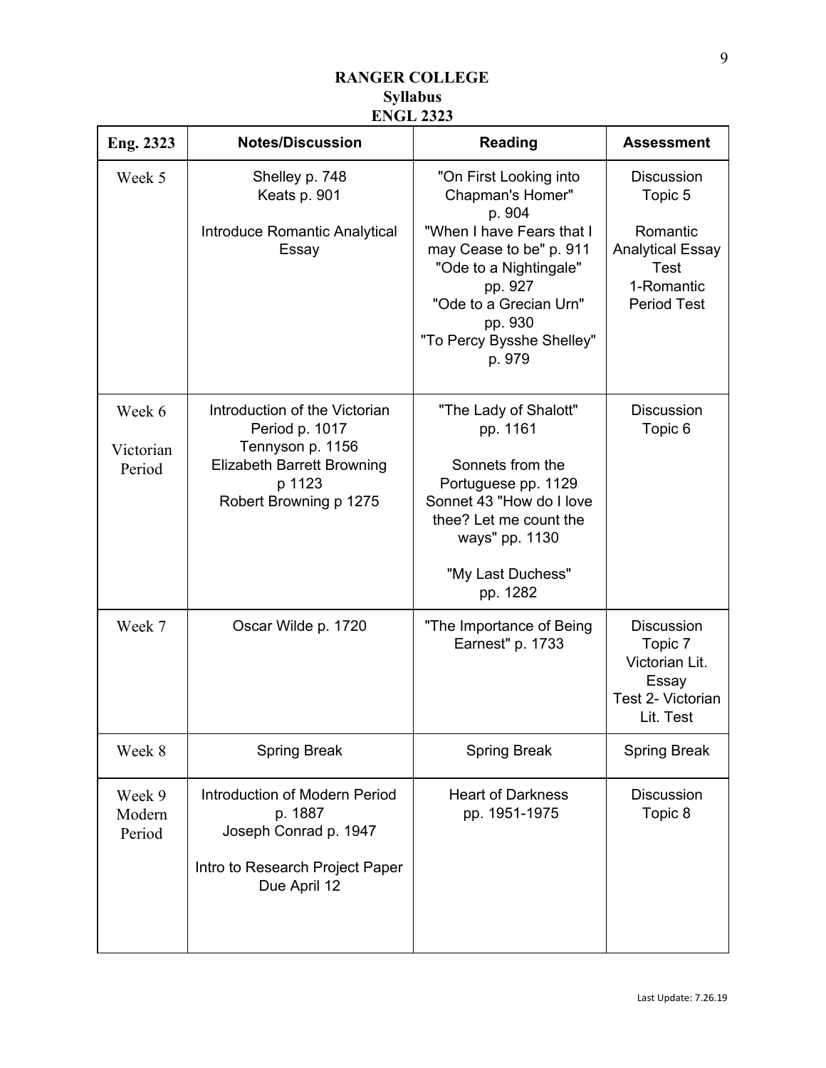**RANGER COLLEGE**
**Syllabus**
**ENGL 2323**

| Eng. 2323 | Notes/Discussion | Reading | Assessment |
|---|---|---|---|
| Week 5 | Shelley p. 748<br>Keats p. 901<br><br>Introduce Romantic Analytical Essay | "On First Looking into Chapman's Homer" p. 904<br>"When I have Fears that I may Cease to be" p. 911<br>"Ode to a Nightingale" pp. 927<br>"Ode to a Grecian Urn" pp. 930<br>"To Percy Bysshe Shelley" p. 979 | Discussion Topic 5<br><br>Romantic Analytical Essay<br>Test 1-Romantic Period Test |
| Week 6<br><br>Victorian Period | Introduction of the Victorian Period p. 1017<br>Tennyson p. 1156<br>Elizabeth Barrett Browning p 1123<br>Robert Browning p 1275 | "The Lady of Shalott" pp. 1161<br><br>Sonnets from the Portuguese pp. 1129<br>Sonnet 43 "How do I love thee? Let me count the ways" pp. 1130<br><br>"My Last Duchess" pp. 1282 | Discussion Topic 6 |
| Week 7 | Oscar Wilde p. 1720 | "The Importance of Being Earnest" p. 1733 | Discussion Topic 7<br>Victorian Lit. Essay<br>Test 2- Victorian Lit. Test |
| Week 8 | Spring Break | Spring Break | Spring Break |
| Week 9<br>Modern Period | Introduction of Modern Period p. 1887<br>Joseph Conrad p. 1947<br><br>Intro to Research Project Paper Due April 12 | Heart of Darkness pp. 1951-1975 | Discussion Topic 8 |

Last Update: 7.26.19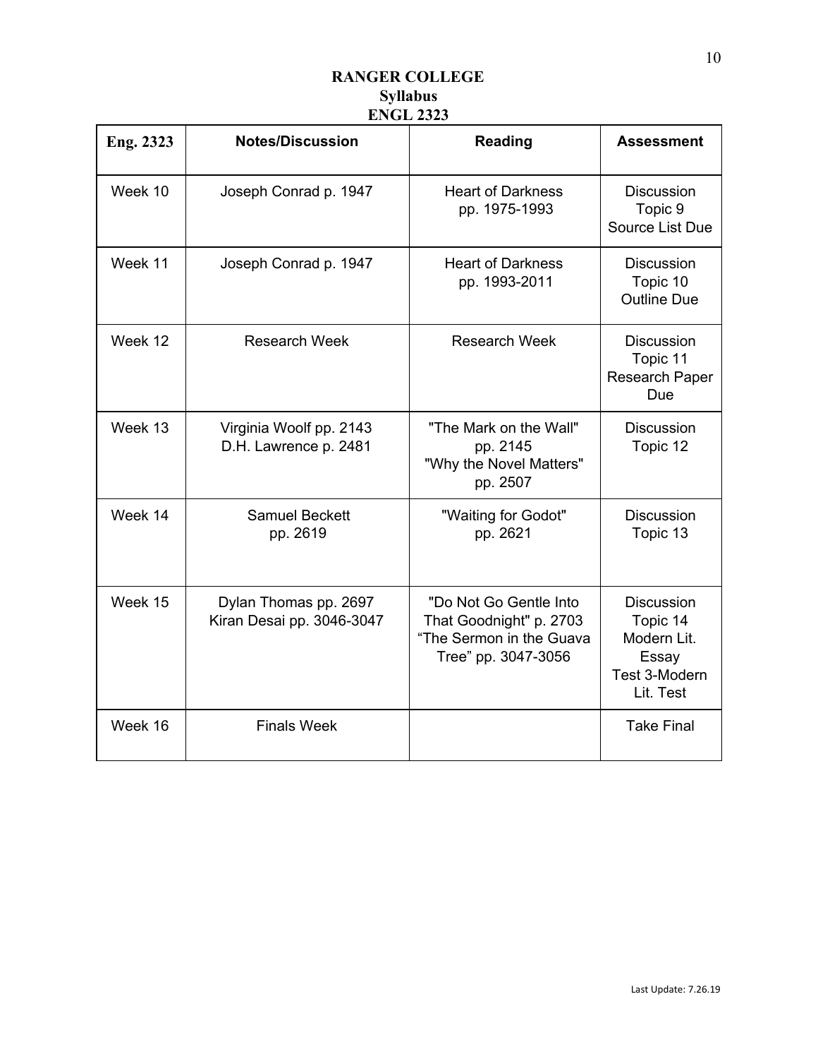**RANGER COLLEGE**
**Syllabus**
**ENGL 2323**

| Eng. 2323 | Notes/Discussion | Reading | Assessment |
|---|---|---|---|
| Week 10 | Joseph Conrad p. 1947 | Heart of Darkness pp. 1975-1993 | Discussion Topic 9 Source List Due |
| Week 11 | Joseph Conrad p. 1947 | Heart of Darkness pp. 1993-2011 | Discussion Topic 10 Outline Due |
| Week 12 | Research Week | Research Week | Discussion Topic 11 Research Paper Due |
| Week 13 | Virginia Woolf pp. 2143 D.H. Lawrence p. 2481 | "The Mark on the Wall" pp. 2145 "Why the Novel Matters" pp. 2507 | Discussion Topic 12 |
| Week 14 | Samuel Beckett pp. 2619 | "Waiting for Godot" pp. 2621 | Discussion Topic 13 |
| Week 15 | Dylan Thomas pp. 2697 Kiran Desai pp. 3046-3047 | "Do Not Go Gentle Into That Goodnight" p. 2703 "The Sermon in the Guava Tree" pp. 3047-3056 | Discussion Topic 14 Modern Lit. Essay Test 3-Modern Lit. Test |
| Week 16 | Finals Week | | Take Final |

Last Update: 7.26.19